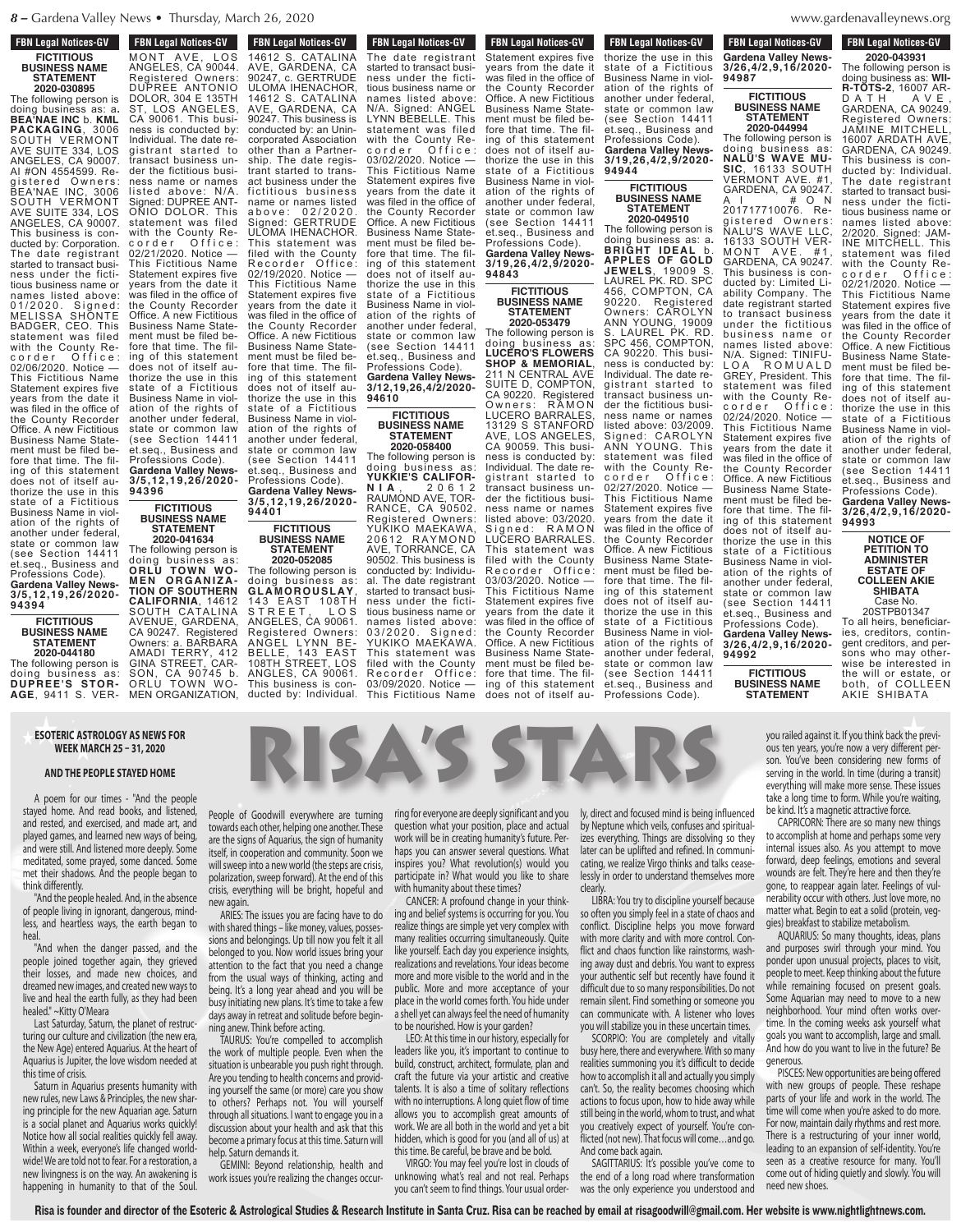## FBN Legal Notices-GV

**FICTITIOUS BUSINESS NAME STATEMENT**
**2020-030895**

The following person is doing business as: a. **BEA'NAE INC** b. **KML PACKAGING**, 3006 SOUTH VERMONT AVE SUITE 334, LOS ANGELES, CA 90007. AI #ON 4554599. Registered Owners: BEA'NAE INC, 3006 SOUTH VERMONT AVE SUITE 334, LOS ANGELES, CA 90007. This business is conducted by: Corporation. The date registrant started to transact business under the fictitious business name or names listed above: 01/2020. Signed: MELISSA SHONTE BADGER, CEO. This statement was filed with the County Recorder Office: 02/06/2020. Notice — This Fictitious Name Statement expires five years from the date it was filed in the office of the County Recorder Office. A new Fictitious Business Name Statement must be filed before that time. The filing of this statement does not of itself authorize the use in this state of a Fictitious Business Name in violation of the rights of another under federal, state or common law (see Section 14411 et.seq., Business and Professions Code).
**Gardena Valley News-3/5,12,19,26/2020-94394**

**FICTITIOUS BUSINESS NAME STATEMENT**
**2020-044180**

The following person is doing business as: **DUPREE'S STORAGE**, 9411 S. VERMONT AVE, LOS ANGELES, CA 90044. Registered Owners: DUPREE ANTONIO DOLOR, 304 E 135TH ST, LOS ANGELES, CA 90061. This business is conducted by: Individual. The date registrant started to transact business under the fictitious business name or names listed above: N/A. Signed: DUPREE ANTONIO DOLOR. This statement was filed with the County Recorder Office: 02/21/2020. Notice — This Fictitious Name Statement expires five years from the date it was filed in the office of the County Recorder Office. A new Fictitious Business Name Statement must be filed before that time. The filing of this statement does not of itself authorize the use in this state of a Fictitious Business Name in violation of the rights of another under federal, state or common law (see Section 14411 et.seq., Business and Professions Code).
**Gardena Valley News-3/5,12,19,26/2020-94396**

**FICTITIOUS BUSINESS NAME STATEMENT**
**2020-041634**

The following person is doing business as: **ORLU TOWN WOMEN ORGANIZATION OF SOUTHERN CALIFORNIA**, 14612 SOUTH CATALINA AVENUE, GARDENA, CA 90247. Registered Owners: a. BARBARA AMADI TERRY, 412 GINA STREET, CARSON, CA 90745 b. ORLU TOWN WOMEN ORGANIZATION, 14612 S. CATALINA AVE, GARDENA, CA 90247, c. GERTRUDE ULOMA IHENACHOR, 14612 S. CATALINA AVE, GARDENA, CA 90247. This business is conducted by: an Unincorporated Association other than a Partnership. The date registrant started to transact business under the fictitious business name or names listed above: 02/2020. Signed: GERTRUDE ULOMA IHENACHOR. This statement was filed with the County Recorder Office: 02/19/2020. Notice — This Fictitious Name Statement expires five years from the date it was filed in the office of the County Recorder Office. A new Fictitious Business Name Statement must be filed before that time. The filing of this statement does not of itself authorize the use in this state of a Fictitious Business Name in violation of the rights of another under federal, state or common law (see Section 14411 et.seq., Business and Professions Code).
**Gardena Valley News-3/5,12,19,26/2020-94401**

**FICTITIOUS BUSINESS NAME STATEMENT**
**2020-052085**

The following person is doing business as: **GLAMOROUSLAY**, 143 EAST 108TH STREET, LOS ANGELES, CA 90061. Registered Owners: ANGEL LYNN BEBELLE, 143 EAST 108TH STREET, LOS ANGLES, CA 90061. This business is conducted by: Individual. The date registrant started to transact business under the fictitious business name or names listed above: N/A. Signed: ANGEL LYNN BEBELLE. This statement was filed with the County Recorder Office: 03/02/2020. Notice — This Fictitious Name Statement expires five years from the date it was filed in the office of the County Recorder Office. A new Fictitious Business Name Statement must be filed before that time. The filing of this statement does not of itself authorize the use in this state of a Fictitious Business Name in violation of the rights of another under federal, state or common law (see Section 14411 et.seq., Business and Professions Code).
**Gardena Valley News-3/12,19,26,4/2/2020-94610**

**FICTITIOUS BUSINESS NAME STATEMENT**
**2020-058400**

The following person is doing business as: **YUKKIE'S CALIFORNIA**, 20612 RAUMOND AVE, TORRANCE, CA 90502. Registered Owners: YUKIKO MAEKAWA, 20612 RAYMOND AVE, TORRANCE, CA 90502. This business is conducted by: Individual. The date registrant started to transact business under the fictitious business name or names listed above: 03/2020. Signed: YUKIKO MAEKAWA. This statement was filed with the County Recorder Office: 03/09/2020. Notice — This Fictitious Name Statement expires five years from the date it was filed in the office of the County Recorder Office. A new Fictitious Business Name Statement must be filed before that time. The filing of this statement does not of itself authorize the use in this state of a Fictitious Business Name in violation of the rights of another under federal, state or common law (see Section 14411 et.seq., Business and Professions Code).
**Gardena Valley News-3/19,26,4/2,9/2020-94843**

**FICTITIOUS BUSINESS NAME STATEMENT**
**2020-053479**

The following person is doing business as: **LUCERO'S FLOWERS SHOP & MEMORIAL**, 211 N CENTRAL AVE SUITE D, COMPTON, CA 90220. Registered Owners: RAMON LUCERO BARRALES, 13129 S STANFORD AVE, LOS ANGELES, CA 90059. This business is conducted by: Individual. The date registrant started to transact business under the fictitious business name or names listed above: 03/2020. Signed: RAMON LUCERO BARRALES. This statement was filed with the County Recorder Office: 03/03/2020. Notice — This Fictitious Name Statement expires five years from the date it was filed in the office of the County Recorder Office. A new Fictitious Business Name Statement must be filed before that time. The filing of this statement does not of itself authorize the use in this state of a Fictitious Business Name in violation of the rights of another under federal, state or common law (see Section 14411 et.seq., Business and Professions Code).
**Gardena Valley News-3/19,26,4/2,9/2020-94944**

**FICTITIOUS BUSINESS NAME STATEMENT**
**2020-049510**

The following person is doing business as: a. **BRIGHT IDEAL** b. **APPLES OF GOLD JEWELS**, 19009 S. LAUREL PK. RD. SPC 456, COMPTON, CA 90220. Registered Owners: CAROLYN ANN YOUNG, 19009 S. LAUREL PK. RD. SPC 456, COMPTON, CA 90220. This business is conducted by: Individual. The date registrant started to transact business under the fictitious business name or names listed above: 03/2009. Signed: CAROLYN ANN YOUNG. This statement was filed with the County Recorder Office: 02/27/2020. Notice — This Fictitious Name Statement expires five years from the date it was filed in the office of the County Recorder Office. A new Fictitious Business Name Statement must be filed before that time. The filing of this statement does not of itself authorize the use in this state of a Fictitious Business Name in violation of the rights of another under federal, state or common law (see Section 14411 et.seq., Business and Professions Code).
**Gardena Valley News-3/26,4/2,9,16/2020-94987**

**FICTITIOUS BUSINESS NAME STATEMENT**
**2020-044994**

The following person is doing business as: **NALU'S WAVE MUSIC**, 16133 SOUTH VERMONT AVE. #1, GARDENA, CA 90247. AI #ON 201717710076. Registered Owners: NALU'S WAVE LLC, 16133 SOUTH VERMONT AVE. #1, GARDENA, CA 90247. This business is conducted by: Limited Liability Company. The date registrant started to transact business under the fictitious business name or names listed above: N/A. Signed: TINIFULOA ROMUALD GREY, President. This statement was filed with the County Recorder Office: 02/24/2020. Notice — This Fictitious Name Statement expires five years from the date it was filed in the office of the County Recorder Office. A new Fictitious Business Name Statement must be filed before that time. The filing of this statement does not of itself authorize the use in this state of a Fictitious Business Name in violation of the rights of another under federal, state or common law (see Section 14411 et.seq., Business and Professions Code).
**Gardena Valley News-3/26,4/2,9,16/2020-94992**

**FICTITIOUS BUSINESS NAME STATEMENT**
**2020-043931**

The following person is doing business as: **WIR-TOTS-2**, 16007 ARDATH AVE, GARDENA, CA 90249. Registered Owners: JAMINE MITCHELL, 16007 ARDATH AVE, GARDENA, CA 90249. This business is conducted by: Individual. The date registrant started to transact business under the fictitious business name or names listed above: 2/2020. Signed: JAMINE MITCHELL. This statement was filed with the County Recorder Office: 02/21/2020. Notice — This Fictitious Name Statement expires five years from the date it was filed in the office of the County Recorder Office. A new Fictitious Business Name Statement must be filed before that time. The filing of this statement does not of itself authorize the use in this state of a Fictitious Business Name in violation of the rights of another under federal, state or common law (see Section 14411 et.seq., Business and Professions Code).
**Gardena Valley News-3/26,4/2,9,16/2020-94993**

**NOTICE OF PETITION TO ADMINISTER ESTATE OF COLLEEN AKIE SHIBATA**
Case No. 20STPB01347

To all heirs, beneficiaries, creditors, contingent creditors, and persons who may otherwise be interested in the will or estate, or both, of COLLEEN AKIE SHIBATA

# RISA'S STARS

**ESOTERIC ASTROLOGY AS NEWS FOR WEEK MARCH 25 – 31, 2020**

### AND THE PEOPLE STAYED HOME

A poem for our times - "And the people stayed home. And read books, and listened, and rested, and exercised, and made art, and played games, and learned new ways of being, and were still. And listened more deeply. Some meditated, some prayed, some danced. Some met their shadows. And the people began to think differently.

"And the people healed. And, in the absence of people living in ignorant, dangerous, mindless, and heartless ways, the earth began to heal.

"And when the danger passed, and the people joined together again, they grieved their losses, and made new choices, and dreamed new images, and created new ways to live and heal the earth fully, as they had been healed." ~Kitty O'Meara

Last Saturday, Saturn, the planet of restructuring our culture and civilization (the new era, the New Age) entered Aquarius. At the heart of Aquarius is Jupiter, the love wisdom needed at this time of crisis.

Saturn in Aquarius presents humanity with new rules, new Laws & Principles, the new sharing principle for the new Aquarian age. Saturn is a social planet and Aquarius works quickly! Notice how all social realities quickly fell away. Within a week, everyone's life changed worldwide! We are told not to fear. For a restoration, a new livingness is on the way. An awakening is happening in humanity to that of the Soul. People of Goodwill everywhere are turning towards each other, helping one another. These are the signs of Aquarius, the sign of humanity itself, in cooperation and community. Soon we will sweep into a new world (the steps are crisis, polarization, sweep forward). At the end of this crisis, everything will be bright, hopeful and new again.

ARIES: The issues you are facing have to do with shared things – like money, values, possessions and belongings. Up till now you felt it all belonged to you. Now world issues bring your attention to the fact that you need a change from the usual ways of thinking, acting and being. It's a long year ahead and you will be busy initiating new plans. It's time to take a few days away in retreat and solitude before beginning anew. Think before acting.

TAURUS: You're compelled to accomplish the work of multiple people. Even when the situation is unbearable you push right through. Are you tending to health concerns and providing yourself the same (or more) care you show to others? Perhaps not. You will yourself through all situations. I want to engage you in a discussion about your health and ask that this become a primary focus at this time. Saturn will help. Saturn demands it.

GEMINI: Beyond relationship, health and work issues you're realizing the changes occurring for everyone are deeply significant and you question what your position, place and actual work will be in creating humanity's future. Perhaps you can answer several questions. What inspires you? What revolution(s) would you participate in? What would you like to share with humanity about these times?

CANCER: A profound change in your thinking and belief systems is occurring for you. You realize things are simple yet very complex with many realities occurring simultaneously. Quite like yourself. Each day you experience insights, realizations and revelations. Your ideas become more and more visible to the world and in the public. More and more acceptance of your place in the world comes forth. You hide under a shell yet can always feel the need of humanity to be nourished. How is your garden?

LEO: At this time in our history, especially for leaders like you, it's important to continue to build, construct, architect, formulate, plan and craft the future via your artistic and creative talents. It is also a time of solitary reflections with no interruptions. A long quiet flow of time allows you to accomplish great amounts of work. We are all both in the world and yet a bit hidden, which is good for you (and all of us) at this time. Be careful, be brave and be bold.

VIRGO: You may feel you're lost in clouds of unknowing what's real and not real. Perhaps you can't seem to find things. Your usual orderly, direct and focused mind is being influenced by Neptune which veils, confuses and spiritualizes everything. Things are dissolving so they later can be uplifted and refined. In communicating, we realize Virgo thinks and talks ceaselessly in order to understand themselves more clearly.

LIBRA: You try to discipline yourself because so often you simply feel in a state of chaos and conflict. Discipline helps you move forward with more clarity and with more control. Conflict and chaos function like rainstorms, washing away dust and debris. You want to express your authentic self but recently have found it difficult due to so many responsibilities. Do not remain silent. Find something or someone you can communicate with. A listener who loves you will stabilize you in these uncertain times.

SCORPIO: You are completely and vitally busy here, there and everywhere. With so many realities summoning you it's difficult to decide how to accomplish it all and actually you simply can't. So, the reality becomes choosing which actions to focus upon, how to hide away while still being in the world, whom to trust, and what you creatively expect of yourself. You're conflicted (not new). That focus will come…and go. And come back again.

SAGITTARIUS: It's possible you've come to the end of a long road where transformation was the only experience you understood and you railed against it. If you think back the previous ten years, you're now a very different person. You've been considering new forms of serving in the world. In time (during a transit) everything will make more sense. These issues take a long time to form. While you're waiting, be kind. It's a magnetic attractive force.

CAPRICORN: There are so many new things to accomplish at home and perhaps some very internal issues also. As you attempt to move forward, deep feelings, emotions and several wounds are felt. They're here and then they're gone, to reappear again later. Feelings of vulnerability occur with others. Just love more, no matter what. Begin to eat a solid (protein, veggies) breakfast to stabilize metabolism.

AQUARIUS: So many thoughts, ideas, plans and purposes swirl through your mind. You ponder upon unusual projects, places to visit, people to meet. Keep thinking about the future while remaining focused on present goals. Some Aquarian may need to move to a new neighborhood. Your mind often works overtime. In the coming weeks ask yourself what goals you want to accomplish, large and small. And how do you want to live in the future? Be generous.

PISCES: New opportunities are being offered with new groups of people. These reshape parts of your life and work in the world. The time will come when you're asked to do more. For now, maintain daily rhythms and rest more. There is a restructuring of your inner world, leading to an expansion of self-identity. You're seen as a creative resource for many. You'll come out of hiding quietly and slowly. You will need new shoes.

**Risa is founder and director of the Esoteric & Astrological Studies & Research Institute in Santa Cruz. Risa can be reached by email at risagoodwill@gmail.com. Her website is www.nightlightnews.com.**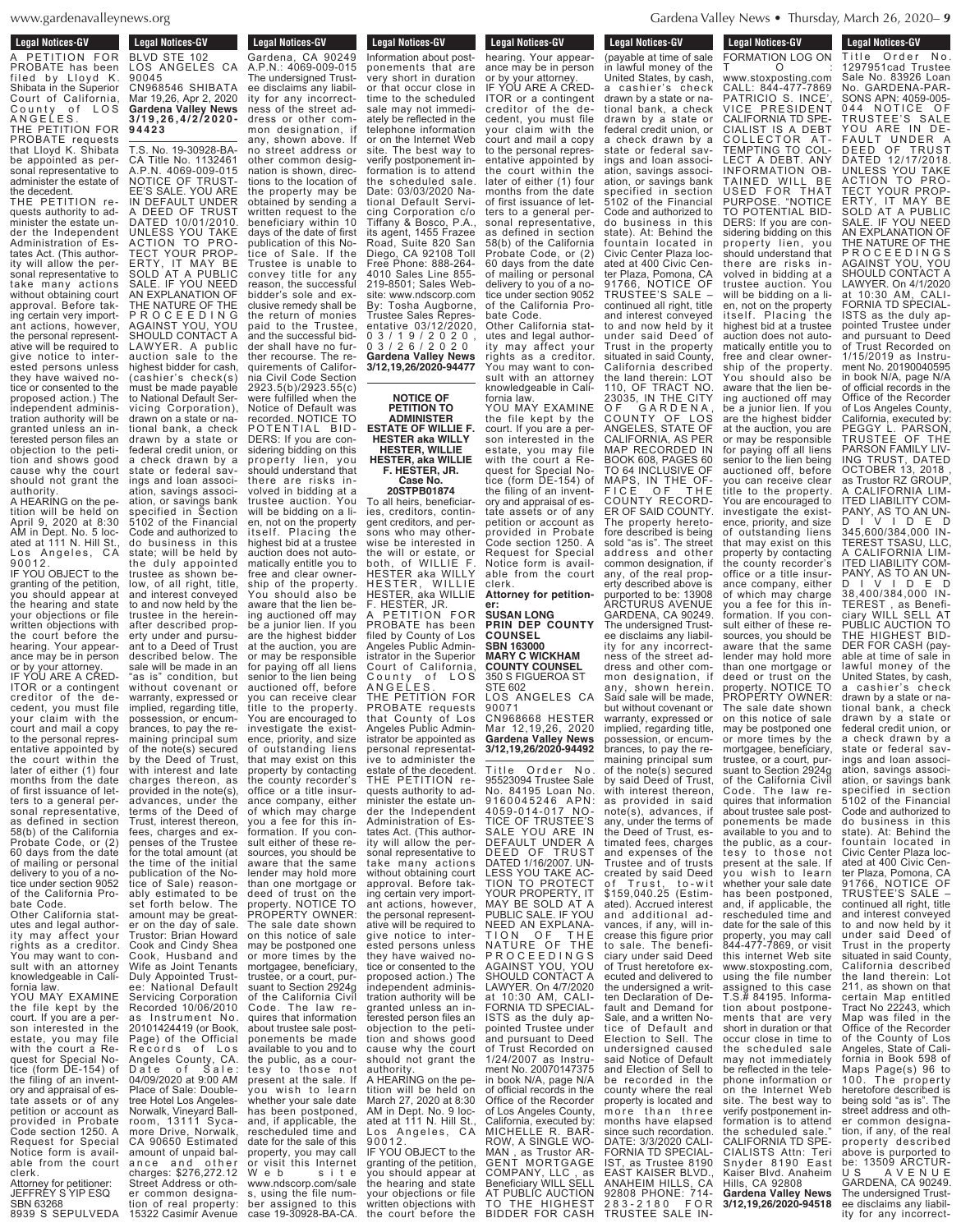Legal Notices-GV

A PETITION FOR PROBATE has been filed by Lloyd K. Shibata in the Superior Court of California, County of LOS ANGELES.

THE PETITION FOR PROBATE requests that Lloyd K. Shibata be appointed as personal representative to administer the estate of the decedent.

THE PETITION requests authority to administer the estate under the Independent Administration of Estates Act. (This authority will allow the personal representative to take many actions without obtaining court approval. Before taking certain very important actions, however, the personal representative will be required to give notice to interested persons unless they have waived notice or consented to the proposed action.) The independent administration authority will be granted unless an interested person files an objection to the petition and shows good cause why the court should not grant the authority.

A HEARING on the petition will be held on April 9, 2020 at 8:30 AM in Dept. No. 5 located at 111 N. Hill St., Los Angeles, CA 90012.

IF YOU OBJECT to the granting of the petition, you should appear at the hearing and state your objections or file written objections with the court before the hearing. Your appearance may be in person or by your attorney.

IF YOU ARE A CREDITOR or a contingent creditor of the decedent, you must file your claim with the court and mail a copy to the personal representative appointed by the court within the later of either (1) four months from the date of first issuance of letters to a general personal representative, as defined in section 58(b) of the California Probate Code, or (2) 60 days from the date of mailing or personal delivery to you of a notice under section 9052 of the California Probate Code.

Other California statutes and legal authority may affect your rights as a creditor. You may want to consult with an attorney knowledgeable in California law.

YOU MAY EXAMINE the file kept by the court. If you are a person interested in the estate, you may file with the court a Request for Special Notice (form DE-154) of the filing of an inventory and appraisal of estate assets or of any petition or account as provided in Probate Code section 1250. A Request for Special Notice form is available from the court clerk.

Attorney for petitioner:
JEFFREY S YIP ESQ
SBN 63268
8939 S SEPULVEDA BLVD STE 102
LOS ANGELES CA 90045
CN968546 SHIBATA Mar 19,26, Apr 2, 2020
**Gardena Valley News 3/19,26,4/2/2020-94423**

T.S. No. 19-30928-BA-CA Title No. 1132461 A.P.N. 4069-009-015 NOTICE OF TRUSTEE'S SALE. YOU ARE IN DEFAULT UNDER A DEED OF TRUST DATED 10/01/2010. UNLESS YOU TAKE ACTION TO PROTECT YOUR PROPERTY, IT MAY BE SOLD AT A PUBLIC SALE. IF YOU NEED AN EXPLANATION OF THE NATURE OF THE PROCEEDING AGAINST YOU, YOU SHOULD CONTACT A LAWYER. A public auction sale to the highest bidder for cash, (cashier's check(s) must be made payable to National Default Servicing Corporation), drawn on a state or national bank, a check drawn by a state or federal credit union, or a check drawn by a state or federal savings and loan association, savings association, or savings bank specified in Section 5102 of the Financial Code and authorized to do business in this state; will be held by the duly appointed trustee as shown below, of all right, title, and interest conveyed to and now held by the trustee in the hereinafter described property under and pursuant to a Deed of Trust described below. The sale will be made in an "as is" condition, but without covenant or warranty, expressed or implied, regarding title, possession, or encumbrances, to pay the remaining principal sum of the note(s) secured by the Deed of Trust, with interest and late charges thereon, as provided in the note(s), advances, under the terms of the Deed of Trust, interest thereon, fees, charges and expenses of the Trustee for the total amount (at the time of the initial publication of the Notice of Sale) reasonably estimated to be set forth below. The amount may be greater on the day of sale. Trustor: Brian Howard Cook and Cindy Shea Cook, Husband and Wife as Joint Tenants Duly Appointed Trustee: National Default Servicing Corporation Recorded 10/06/2010 as Instrument No. 20101424419 (or Book, Page) of the Official Records of Los Angeles County, CA. Date of Sale: 04/09/2020 at 9:00 AM Place of Sale: Doubletree Hotel Los Angeles-Norwalk, Vineyard Ballroom, 13111 Sycamore Drive, Norwalk, CA 90650 Estimated amount of unpaid balance and other charges: $276,272.12 Street Address or other common designation of real property: 15322 Casimir Avenue Gardena, CA 90249 A.P.N.: 4069-009-015 The undersigned Trustee disclaims any liability for any incorrectness of the street address or other common designation, if any, shown above. If no street address or other common designation is shown, directions to the location of the property may be obtained by sending a written request to the beneficiary within 10 days of the date of first publication of this Notice of Sale. If the Trustee is unable to convey title for any reason, the successful bidder's sole and exclusive remedy shall be the return of monies paid to the Trustee, and the successful bidder shall have no further recourse. The requirements of California Civil Code Section 2923.5(b)/2923.55(c) were fulfilled when the Notice of Default was recorded. NOTICE TO POTENTIAL BIDDERS: If you are considering bidding on this property lien, you should understand that there are risks involved in bidding at a trustee auction. You will be bidding on a lien, not on the property itself. Placing the highest bid at a trustee auction does not automatically entitle you to free and clear ownership of the property. You should also be aware that the lien being auctioned off may be a junior lien. If you are the highest bidder at the auction, you are or may be responsible for paying off all liens senior to the lien being auctioned off, before you can receive clear title to the property. You are encouraged to investigate the existence, priority, and size of outstanding liens that may exist on this property by contacting the county recorder's office or a title insurance company, either of which may charge you a fee for this information. If you consult either of these resources, you should be aware that the same lender may hold more than one mortgage or deed of trust on the property. NOTICE TO PROPERTY OWNER: The sale date shown on this notice of sale may be postponed one or more times by the mortgagee, beneficiary, trustee, or a court, pursuant to Section 2924g of the California Civil Code. The law requires that information about trustee sale postponements be made available to you and to the public, as a courtesy to those not present at the sale. If you wish to learn whether your sale date has been postponed, and, if applicable, the rescheduled time and date for the sale of this property, you may call or visit this Internet Web site www.ndscorp.com/sales, using the file number assigned to this case 19-30928-BA-CA. Information about postponements that are very short in duration or that occur close in time to the scheduled sale may not immediately be reflected in the telephone information or on the Internet Web site. The best way to verify postponement information is to attend the scheduled sale. Date: 03/03/2020 National Default Servicing Corporation c/o Tiffany & Bosco, P.A., its agent, 1455 Frazee Road, Suite 820 San Diego, CA 92108 Toll Free Phone: 888-264-4010 Sales Line 855-219-8501; Sales Website: www.ndscorp.com By: Tosha Augborne, Trustee Sales Representative 03/12/2020, 03/19/2020, 03/26/2020
**Gardena Valley News 3/12,19,26/2020-94477**

**NOTICE OF PETITION TO ADMINISTER ESTATE OF WILLIE F. HESTER aka WILLY HESTER, WILLIE HESTER, aka WILLIE F. HESTER, JR. Case No. 20STPB01874**

To all heirs, beneficiaries, creditors, contingent creditors, and persons who may otherwise be interested in the will or estate, or both, of WILLIE F. HESTER aka WILLY HESTER, WILLIE HESTER, aka WILLIE F. HESTER, JR.

A PETITION FOR PROBATE has been filed by County of Los Angeles Public Administrator in the Superior Court of California, County of LOS ANGELES.

THE PETITION FOR PROBATE requests that County of Los Angeles Public Administrator be appointed as personal representative to administer the estate of the decedent.

THE PETITION requests authority to administer the estate under the Independent Administration of Estates Act. (This authority will allow the personal representative to take many actions without obtaining court approval. Before taking certain very important actions, however, the personal representative will be required to give notice to interested persons unless they have waived notice or consented to the proposed action.) The independent administration authority will be granted unless an interested person files an objection to the petition and shows good cause why the court should not grant the authority.

A HEARING on the petition will be held on March 27, 2020 at 8:30 AM in Dept. No. 9 located at 111 N. Hill St., Los Angeles, CA 90012.

IF YOU OBJECT to the granting of the petition, you should appear at the hearing and state your objections or file written objections with the court before the hearing. Your appearance may be in person or by your attorney.

IF YOU ARE A CREDITOR or a contingent creditor of the decedent, you must file your claim with the court and mail a copy to the personal representative appointed by the court within the later of either (1) four months from the date of first issuance of letters to a general personal representative, as defined in section 58(b) of the California Probate Code, or (2) 60 days from the date of mailing or personal delivery to you of a notice under section 9052 of the California Probate Code.

Other California statutes and legal authority may affect your rights as a creditor. You may want to consult with an attorney knowledgeable in California law.

YOU MAY EXAMINE the file kept by the court. If you are a person interested in the estate, you may file with the court a Request for Special Notice (form DE-154) of the filing of an inventory and appraisal of estate assets or of any petition or account as provided in Probate Code section 1250. A Request for Special Notice form is available from the court clerk.

**Attorney for petitioner:**
**SUSAN LONG**
**PRIN DEP COUNTY COUNSEL**
**SBN 163000**
**MARY C WICKHAM**
**COUNTY COUNSEL**
350 S FIGUEROA ST STE 602
LOS ANGELES CA 90071
CN968668 HESTER Mar 12,19,26, 2020
**Gardena Valley News 3/12,19,26/2020-94492**

Title Order No. 95523094 Trustee Sale No. 84195 Loan No. 9160045246 APN: 4059-014-017 NOTICE OF TRUSTEE'S SALE YOU ARE IN DEFAULT UNDER A DEED OF TRUST DATED 1/16/2007. UNLESS YOU TAKE ACTION TO PROTECT YOUR PROPERTY, IT MAY BE SOLD AT A PUBLIC SALE. IF YOU NEED AN EXPLANATION OF THE NATURE OF THE PROCEEDINGS AGAINST YOU, YOU SHOULD CONTACT A LAWYER. On 4/7/2020 at 10:30 AM, CALIFORNIA TD SPECIALISTS as the duly appointed Trustee under and pursuant to Deed of Trust Recorded on 1/24/2007 as Instrument No. 20070147375 in book N/A, page N/A of official records in the Office of the Recorder of Los Angeles County, California, executed by: MICHELLE R. BARROW, A SINGLE WOMAN , as Trustor ARGENT MORTGAGE COMPANY, LLC , as Beneficiary WILL SELL AT PUBLIC AUCTION TO THE HIGHEST BIDDER FOR CASH (payable at time of sale in lawful money of the United States, by cash, a cashier's check drawn by a state or national bank, a check drawn by a state or federal credit union, or a check drawn by a state or federal savings and loan association, savings association, or savings bank specified in section 5102 of the Financial Code and authorized to do business in this state). At: Behind the fountain located in Civic Center Plaza located at 400 Civic Center Plaza, Pomona, CA 91766, NOTICE OF TRUSTEE'S SALE – continued all right, title and interest conveyed to and now held by it under said Deed of Trust in the property situated in said County, California described the land therein: LOT 110, OF TRACT NO. 23035, IN THE CITY OF GARDENA, COUNTY OF LOS ANGELES, STATE OF CALIFORNIA, AS PER MAP RECORDED IN BOOK 608, PAGES 60 TO 64 INCLUSIVE OF MAPS, IN THE OFFICE OF THE COUNTY RECORDER OF SAID COUNTY. The property heretofore described is being sold "as is". The street address and other common designation, if any, of the real property described above is purported to be: 13908 ARCTURUS AVENUE GARDENA, CA 90249. The undersigned Trustee disclaims any liability for any incorrectness of the street address and other common designation, if any, shown herein. Said sale will be made, but without covenant or warranty, expressed or implied, regarding title, possession, or encumbrances, to pay the remaining principal sum of the note(s) secured by said Deed of Trust, with interest thereon, as provided in said note(s), advances, if any, under the terms of the Deed of Trust, estimated fees, charges and expenses of the Trustee and of trusts created by said Deed of Trust, to-wit $159,040.25 (Estimated). Accrued interest and additional advances, if any, will increase this figure prior to sale. The beneficiary under said Deed of Trust heretofore executed and delivered to the undersigned a written Declaration of Default and Demand for Sale, and a written Notice of Default and Election to Sell. The undersigned caused said Notice of Default and Election of Sell to be recorded in the county where the real property is located and more than three months have elapsed since such recordation. DATE: 3/3/2020 CALIFORNIA TD SPECIALIST, as Trustee 8190 EAST KAISER BLVD., ANAHEIM HILLS, CA 92808 PHONE: 714-283-2180 FOR TRUSTEE SALE INFORMATION LOG ON TO: www.stoxposting.com CALL: 844-477-7869 PATRICIO S. INCE', VICE PRESIDENT CALIFORNIA TD SPECIALIST IS A DEBT COLLECTOR ATTEMPTING TO COLLECT A DEBT. ANY INFORMATION OBTAINED WILL BE USED FOR THAT PURPOSE. "NOTICE TO POTENTIAL BIDDERS: If you are considering bidding on this property lien, you should understand that there are risks involved in bidding at a trustee auction. You will be bidding on a lien, not on the property itself. Placing the highest bid at a trustee auction does not automatically entitle you to free and clear ownership of the property. You should also be aware that the lien being auctioned off may be a junior lien. If you are the highest bidder at the auction, you are or may be responsible for paying off all liens senior to the lien being auctioned off, before you can receive clear title to the property. You are encouraged to investigate the existence, priority, and size of outstanding liens that may exist on this property by contacting the county recorder's office or a title insurance company, either of which may charge you a fee for this information. If you consult either of these resources, you should be aware that the same lender may hold more than one mortgage or deed or trust on the property. NOTICE TO PROPERTY OWNER: The sale date shown on this notice of sale may be postponed one or more times by the mortgagee, beneficiary, trustee, or a court, pursuant to Section 2924g of the California Civil Code. The law requires that information about trustee sale postponements be made available to you and to the public, as a courtesy to those not present at the sale. If you wish to learn whether your sale date has been postponed, and, if applicable, the rescheduled time and date for the sale of this property, you may call 844-477-7869, or visit this internet Web site www.stoxposting.com, using the file number assigned to this case T.S.# 84195. Information about postponements that are very short in duration or that occur close in time to the scheduled sale may not immediately be reflected in the telephone information or on the Internet Web site. The best way to verify postponement information is to attend the scheduled sale." CALIFORNIA TD SPECIALISTS Attn: Teri Snyder 8190 East Kaiser Blvd. Anaheim Hills, CA 92808
**Gardena Valley News 3/12,19,26/2020-94518**

Title No. 1297951cad Trustee Sale No. 83926 Loan No. GARDENA-PARSONS APN: 4059-005-044 NOTICE OF TRUSTEE'S SALE YOU ARE IN DEFAULT UNDER A DEED OF TRUST DATED 12/17/2018. UNLESS YOU TAKE ACTION TO PROTECT YOUR PROPERTY, IT MAY BE SOLD AT A PUBLIC SALE. IF YOU NEED AN EXPLANATION OF THE NATURE OF THE PROCEEDINGS AGAINST YOU, YOU SHOULD CONTACT A LAWYER. On 4/1/2020 at 10:30 AM, CALIFORNIA TD SPECIALISTS as the duly appointed Trustee under and pursuant to Deed of Trust Recorded on 1/15/2019 as Instrument No. 20190040595 in book N/A, page N/A of official records in the Office of the Recorder of Los Angeles County, California, executed by: PEGGY L. PARSON, TRUSTEE OF THE PARSON FAMILY LIVING TRUST, DATED OCTOBER 19, 2018, as Trustor RZ GROUP, A CALIFORNIA LIMITED LIABILITY COMPANY, AS TO AN UNDIVIDED 345,600/384,000 INTEREST TSASU, LLC, A CALIFORNIA LIMITED LIABILITY COMPANY, AS TO AN UNDIVIDED 38,400/384,000 INTEREST , as Beneficiary WILL SELL AT PUBLIC AUCTION TO THE HIGHEST BIDDER FOR CASH (payable at time of sale in lawful money of the United States, by cash, a cashier's check drawn by a state or national bank, a check drawn by a state or federal credit union, or a check drawn by a state or federal savings and loan association, savings association, or savings bank specified in section 5102 of the Financial Code and authorized to do business in this state). At: Behind the fountain located in Civic Center Plaza located at 400 Civic Center Plaza, Pomona, CA 91766, NOTICE OF TRUSTEE'S SALE – continued all right, title and interest conveyed to and now held by it under said Deed of Trust in the property situated in said County, California described the land therein: Lot 211, as shown on that certain Map entitled Tract No 22243, which Map was filed in the Office of the Recorder of the County of Los Angeles, State of California in Book 598 of Maps Page(s) 96 to 100. The property heretofore described is being sold "as is". The street address and other common designation, if any, of the real property described above is purported to be: 13509 ARCTURUS AVENUE GARDENA, CA 90249. The undersigned Trustee disclaims any liability for any incorrect-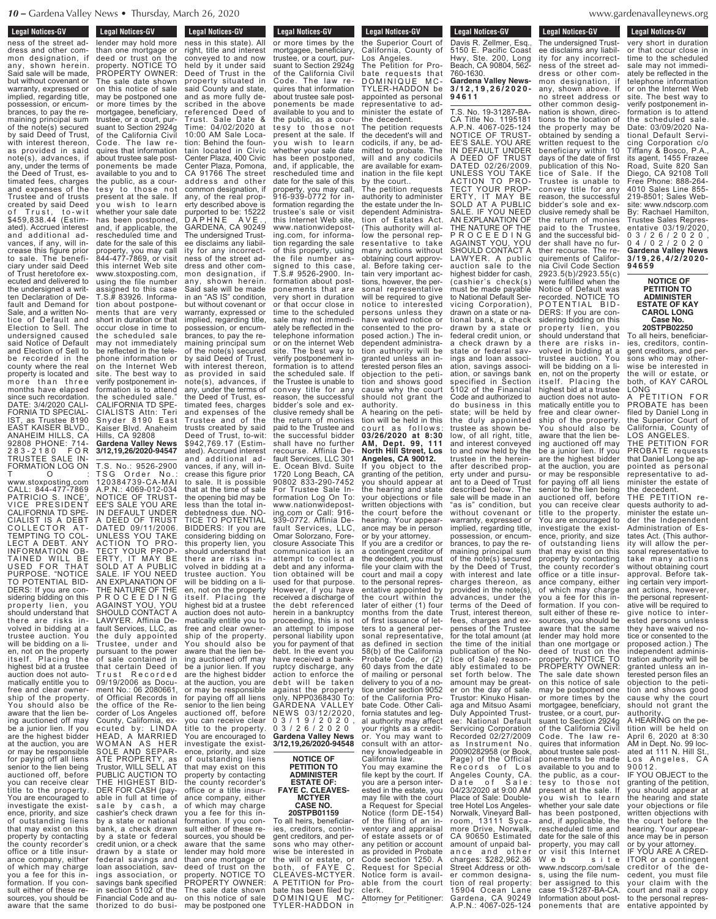Legal Notices-GV

ness of the street address and other common designation, if any, shown herein. Said sale will be made, but without covenant or warranty, expressed or implied, regarding title, possession, or encumbrances, to pay the remaining principal sum of the note(s) secured by said Deed of Trust, with interest thereon, as provided in said note(s), advances, if any, under the terms of the Deed of Trust, estimated fees, charges and expenses of the Trustee and of trusts created by said Deed of Trust, to-wit $459,838.44 (Estimated). Accrued interest and additional advances, if any, will increase this figure prior to sale. The beneficiary under said Deed of Trust heretofore executed and delivered to the undersigned a written Declaration of Default and Demand for Sale, and a written Notice of Default and Election to Sell. The undersigned caused said Notice of Default and Election of Sell to be recorded in the county where the real property is located and more than three months have elapsed since such recordation. DATE: 3/4/2020 CALIFORNIA TD SPECIALIST, as Trustee 8190 EAST KAISER BLVD., ANAHEIM HILLS, CA 92808 PHONE: 714-283-2180 FOR TRUSTEE SALE INFORMATION LOG ON TO: www.stoxposting.com CALL: 844-477-7869 PATRICIO S. INCE', VICE PRESIDENT CALIFORNIA TD SPECIALIST IS A DEBT COLLECTOR ATTEMPTING TO COLLECT A DEBT. ANY INFORMATION OBTAINED WILL BE USED FOR THAT PURPOSE. "NOTICE TO POTENTIAL BIDDERS: If you are considering bidding on this property lien, you should understand that there are risks involved in bidding at a trustee auction. You will be bidding on a lien, not on the property itself. Placing the highest bid at a trustee auction does not automatically entitle you to free and clear ownership of the property. You should also be aware that the lien being auctioned off may be a junior lien. If you are the highest bidder at the auction, you are or may be responsible for paying off all liens senior to the lien being auctioned off, before you can receive clear title to the property. You are encouraged to investigate the existence, priority, and size of outstanding liens that may exist on this property by contacting the county recorder's office or a title insurance company, either of which may charge you a fee for this information. If you consult either of these resources, you should be aware that the same lender may hold more than one mortgage or deed or trust on the property. NOTICE TO PROPERTY OWNER: The sale date shown on this notice of sale may be postponed one or more times by the mortgagee, beneficiary, trustee, or a court, pursuant to Section 2924g of the California Civil Code. The law requires that information about trustee sale postponements be made available to you and to the public, as a courtesy to those not present at the sale. If you wish to learn whether your sale date has been postponed, and, if applicable, the rescheduled time and date for the sale of this property, you may call 844-477-7869, or visit this internet Web site www.stoxposting.com, using the file number assigned to this case T.S.# 83926. Information about postponements that are very short in duration or that occur close in time to the scheduled sale may not immediately be reflected in the telephone information or on the Internet Web site. The best way to verify postponement information is to attend the scheduled sale." CALIFORNIA TD SPECIALISTS Attn: Teri Snyder 8190 East Kaiser Blvd. Anaheim Hills, CA 92808

**Gardena Valley News 3/12,19,26/2020-94547**

T.S. No.: 9526-2900 TSG Order No.: 120384739-CA-MAI A.P.N.: 4069-012-034 NOTICE OF TRUSTEE'S SALE YOU ARE IN DEFAULT UNDER A DEED OF TRUST DATED 09/11/2006. UNLESS YOU TAKE ACTION TO PROTECT YOUR PROPERTY, IT MAY BE SOLD AT A PUBLIC SALE. IF YOU NEED AN EXPLANATION OF THE NATURE OF THE PROCEEDING AGAINST YOU, YOU SHOULD CONTACT A LAWYER. Affinia Default Services, LLC, as the duly appointed Trustee, under and pursuant to the power of sale contained in that certain Deed of Trust Recorded 09/19/2006 as Document No.: 06 2080661, of Official Records in the office of the Recorder of Los Angeles County, California, executed by: LINDA HEAD, A MARRIED WOMAN AS HER SOLE AND SEPARATE PROPERTY, as Trustor, WILL SELL AT PUBLIC AUCTION TO THE HIGHEST BIDDER FOR CASH (payable in full at time of sale by cash, a cashier's check drawn by a state or national bank, a check drawn by a state or federal credit union, or a check drawn by a state or federal savings and loan association, savings association, or savings bank specified in section 5102 of the Financial Code and authorized to do business in this state). All right, title and interest conveyed to and now held by it under said Deed of Trust in the property situated in said County and state, and as more fully described in the above referenced Deed of Trust. Sale Date & Time: 04/02/2020 at 10:00 AM Sale Location: Behind the fountain located in Civic Center Plaza, 400 Civic Center Plaza, Pomona, CA 91766 The street address and other common designation, if any, of the real property described above is purported to be: 15222 DAPHNE AVE., GARDENA, CA 90249 The undersigned Trustee disclaims any liability for any incorrectness of the street address and other common designation, if any, shown herein. Said sale will be made in an "AS IS" condition, but without covenant or warranty, expressed or implied, regarding title, possession, or encumbrances, to pay the remaining principal sum of the note(s) secured by said Deed of Trust, with interest thereon, as provided in said note(s), advances, if any, under the terms of the Deed of Trust, estimated fees, charges and expenses of the Trustee and of the trusts created by said Deed of Trust, to-wit: $942,769.17 (Estimated). Accrued interest and additional advances, if any, will increase this figure prior to sale. It is possible that at the time of sale the opening bid may be less than the total indebtedness due. NOTICE TO POTENTIAL BIDDERS: If you are considering bidding on this property lien, you should understand that there are risks involved in bidding at a trustee auction. You will be bidding on a lien, not on the property itself. Placing the highest bid at a trustee auction does not automatically entitle you to free and clear ownership of the property. You should also be aware that the lien being auctioned off may be a junior lien. If you are the highest bidder at the auction, you are or may be responsible for paying off all liens senior to the lien being auctioned off, before you can receive clear title to the property. You are encouraged to investigate the existence, priority, and size of outstanding liens that may exist on this property by contacting the county recorder's office or a title insurance company, either of which may charge you a fee for this information. If you consult either of these resources, you should be aware that the same lender may hold more than one mortgage or deed of trust on the property. NOTICE TO PROPERTY OWNER: The sale date shown on this notice of sale may be postponed one or more times by the mortgagee, beneficiary, trustee, or a court, pursuant to Section 2924g of the California Civil Code. The law requires that information about trustee sale postponements be made available to you and to the public, as a courtesy to those not present at the sale. If you wish to learn whether your sale date has been postponed, and, if applicable, the rescheduled time and date for the sale of this property, you may call, 916-939-0772 for information regarding the trustee's sale or visit this Internet Web site, www.nationwideposting.com, for information regarding the sale of this property, using the file number assigned to this case, T.S.# 9526-2900. Information about postponements that are very short in duration or that occur close in time to the scheduled sale may not immediately be reflected in the telephone information or on the Internet Web site. The best way to verify postponement information is to attend the scheduled sale. If the Trustee is unable to convey title for any reason, the successful bidder's sole and exclusive remedy shall be the return of monies paid to the Trustee and the successful bidder shall have no further recourse. Affinia Default Services, LLC 301 E. Ocean Blvd. Suite 1720 Long Beach, CA 90802 833-290-7452 For Trustee Sale Information Log On To: www.nationwideposting.com or Call: 916-939-0772. Affinia Default Services, LLC, Omar Solorzano, Foreclosure Associate This communication is an attempt to collect a debt and any information obtained will be used for that purpose. However, if you have received a discharge of the debt referenced herein in a bankruptcy proceeding, this is not an attempt to impose personal liability upon you for payment of that debt. In the event you have received a bankruptcy discharge, any action to enforce the debt will be taken against the property only. NPP0368430 To: GARDENA VALLEY NEWS 03/12/2020, 03/19/2020, 03/26/2020

**Gardena Valley News 3/12,19,26/2020-94548**

**NOTICE OF PETITION TO ADMINISTER ESTATE OF: FAYE C. CLEAVES-MCTYER CASE NO. 20STPB01159**

To all heirs, beneficiaries, creditors, contingent creditors, and persons who may otherwise be interested in the will or estate, or both, of FAYE C. CLEAVES-MCTYER. A PETITION for Probate has been filed by: DOMINIQUE MC-TYLER-HADDON in the Superior Court of California, County of Los Angeles.

The Petition for Probate requests that DOMINIQUE MC-TYLER-HADDON be appointed as personal representative to administer the estate of the decedent.

The petition requests the decedent's will and codicils, if any, be admitted to probate. The will and any codicils are available for examination in the file kept by the court..

The petition requests authority to administer the estate under the Independent Administration of Estates Act. (This authority will allow the personal representative to take many actions without obtaining court approval. Before taking certain very important actions, however, the personal representative will be required to give notice to interested persons unless they have waived notice or consented to the proposed action.) The independent administration authority will be granted unless an interested person files an objection to the petition and shows good cause why the court should not grant the authority.

A hearing on the petition will be held in this court as follows: **03/26/2020 at 8:30 AM, Dept. 99, 111 North Hill Street, Los Angeles, CA 90012.**

If you object to the granting of the petition, you should appear at the hearing and state your objections or file written objections with the court before the hearing. Your appearance may be in person or by your attorney.

If you are a creditor or a contingent creditor of the decedent, you must file your claim with the court and mail a copy to the personal representative appointed by the court within the later of either (1) four months from the date of first issuance of letters to a general personal representative, as defined in section 58(b) of the California Probate Code, or (2) 60 days from the date of mailing or personal delivery to you of a notice under section 9052 of the California Probate Code. Other California statutes and legal authority may affect your rights as a creditor. You may want to consult with an attorney knowledgeable in California law.

You may examine the file kept by the court. If you are a person interested in the estate, you may file with the court a Request for Special Notice (form DE-154) of the filing of an inventory and appraisal of estate assets or of any petition or account as provided in Probate Code section 1250. A Request for Special Notice form is available from the court clerk.

Attorney for Petitioner: Davis R. Zellmer, Esq., 5150 E. Pacific Coast Hwy, Ste. 200, Long Beach, CA 90804, 562-760-1630.

**Gardena Valley News-3/12,19,26/2020-94611**

T.S. No. 19-31287-BA-CA Title No. 1195181 A.P.N. 4067-025-124 NOTICE OF TRUSTEE'S SALE. YOU ARE IN DEFAULT UNDER A DEED OF TRUST DATED 02/26/2009. UNLESS YOU TAKE ACTION TO PROTECT YOUR PROPERTY, IT MAY BE SOLD AT A PUBLIC SALE. IF YOU NEED AN EXPLANATION OF THE NATURE OF THE PROCEEDING AGAINST YOU, YOU SHOULD CONTACT A LAWYER. A public auction sale to the highest bidder for cash, (cashier's check(s) must be made payable to National Default Servicing Corporation), drawn on a state or national bank, a check drawn by a state or federal credit union, or a check drawn by a state or federal savings and loan association, savings association, or savings bank specified in Section 5102 of the Financial Code and authorized to do business in this state; will be held by the duly appointed trustee as shown below, of all right, title, and interest conveyed to and now held by the trustee in the hereinafter described property under and pursuant to a Deed of Trust described below. The sale will be made in an "as is" condition, but without covenant or warranty, expressed or implied, regarding title, possession, or encumbrances, to pay the remaining principal sum of the note(s) secured by the Deed of Trust, with interest and late charges thereon, as provided in the note(s), advances, under the terms of the Deed of Trust, interest thereon, fees, charges and expenses of the Trustee for the total amount (at the time of the initial publication of the Notice of Sale) reasonably estimated to be set forth below. The amount may be greater on the day of sale. Trustor: Kinuko Hisanaga and Mitsuo Asami Duly Appointed Trustee: National Default Servicing Corporation Recorded 02/27/2009 as Instrument No. 20090282958 (or Book, Page) of the Official Records of Los Angeles County, CA. Date of Sale: 04/23/2020 at 9:00 AM Place of Sale: Doubletree Hotel Los Angeles-Norwalk, Vineyard Ballroom, 13111 Sycamore Drive, Norwalk, CA 90650 Estimated amount of unpaid balance and other charges: $282,962.36 Street Address or other common designation of real property: 15904 Ocean Lane Gardena, CA 90249 A.P.N.: 4067-025-124 The undersigned Trustee disclaims any liability for any incorrectness of the street address or other common designation, if any, shown above. If no street address or other common designation is shown, directions to the location of the property may be obtained by sending a written request to the beneficiary within 10 days of the date of first publication of this Notice of Sale. If the Trustee is unable to convey title for any reason, the successful bidder's sole and exclusive remedy shall be the return of monies paid to the Trustee, and the successful bidder shall have no further recourse. The requirements of California Civil Code Section 2923.5(b)/2923.55(c) were fulfilled when the Notice of Default was recorded. NOTICE TO POTENTIAL BIDDERS: If you are considering bidding on this property lien, you should understand that there are risks involved in bidding at a trustee auction. You will be bidding on a lien, not on the property itself. Placing the highest bid at a trustee auction does not automatically entitle you to free and clear ownership of the property. You should also be aware that the lien being auctioned off may be a junior lien. If you are the highest bidder at the auction, you are or may be responsible for paying off all liens senior to the lien being auctioned off, before you can receive clear title to the property. You are encouraged to investigate the existence, priority, and size of outstanding liens that may exist on this property by contacting the county recorder's office or a title insurance company, either of which may charge you a fee for this information. If you consult either of these resources, you should be aware that the same lender may hold more than one mortgage or deed of trust on the property. NOTICE TO PROPERTY OWNER: The sale date shown on this notice of sale may be postponed one or more times by the mortgagee, beneficiary, trustee, or a court, pursuant to Section 2924g of the California Civil Code. The law requires that information about trustee sale postponements be made available to you and to the public, as a courtesy to those not present at the sale. If you wish to learn whether your sale date has been postponed, and, if applicable, the rescheduled time and date for the sale of this property, you may call or visit this Internet Web site www.ndscorp.com/sales, using the file number assigned to this case 19-31287-BA-CA. Information about postponements that are very short in duration or that occur close in time to the scheduled sale may not immediately be reflected in the telephone information or on the Internet Web site. The best way to verify postponement information is to attend the scheduled sale. Date: 03/09/2020 National Default Servicing Corporation c/o Tiffany & Bosco, P.A., its agent, 1455 Frazee Road, Suite 820 San Diego, CA 92108 Toll Free Phone: 888-264-4010 Sales Line 855-219-8501; Sales Website: www.ndscorp.com By: Rachael Hamilton, Trustee Sales Representative 03/19/2020, 03/26/2020, 04/02/2020

**Gardena Valley News 3/19,26,4/2/2020-94659**

**NOTICE OF PETITION TO ADMINISTER ESTATE OF KAY CAROL LONG Case No. 20STPB02250**

To all heirs, beneficiaries, creditors, contingent creditors, and persons who may otherwise be interested in the will or estate, or both, of KAY CAROL LONG

A PETITION FOR PROBATE has been filed by Daniel Long in the Superior Court of California, County of LOS ANGELES.

THE PETITION FOR PROBATE requests that Daniel Long be appointed as personal representative to administer the estate of the decedent.

THE PETITION requests authority to administer the estate under the Independent Administration of Estates Act. (This authority will allow the personal representative to take many actions without obtaining court approval. Before taking certain very important actions, however, the personal representative will be required to give notice to interested persons unless they have waived notice or consented to the proposed action.) The independent administration authority will be granted unless an interested person files an objection to the petition and shows good cause why the court should not grant the authority.

A HEARING on the petition will be held on April 6, 2020 at 8:30 AM in Dept. No. 99 located at 111 N. Hill St., Los Angeles, CA 90012.

IF YOU OBJECT to the granting of the petition, you should appear at the hearing and state your objections or file written objections with the court before the hearing. Your appearance may be in person or by your attorney.

IF YOU ARE A CREDITOR or a contingent creditor of the decedent, you must file your claim with the court and mail a copy to the personal representative appointed by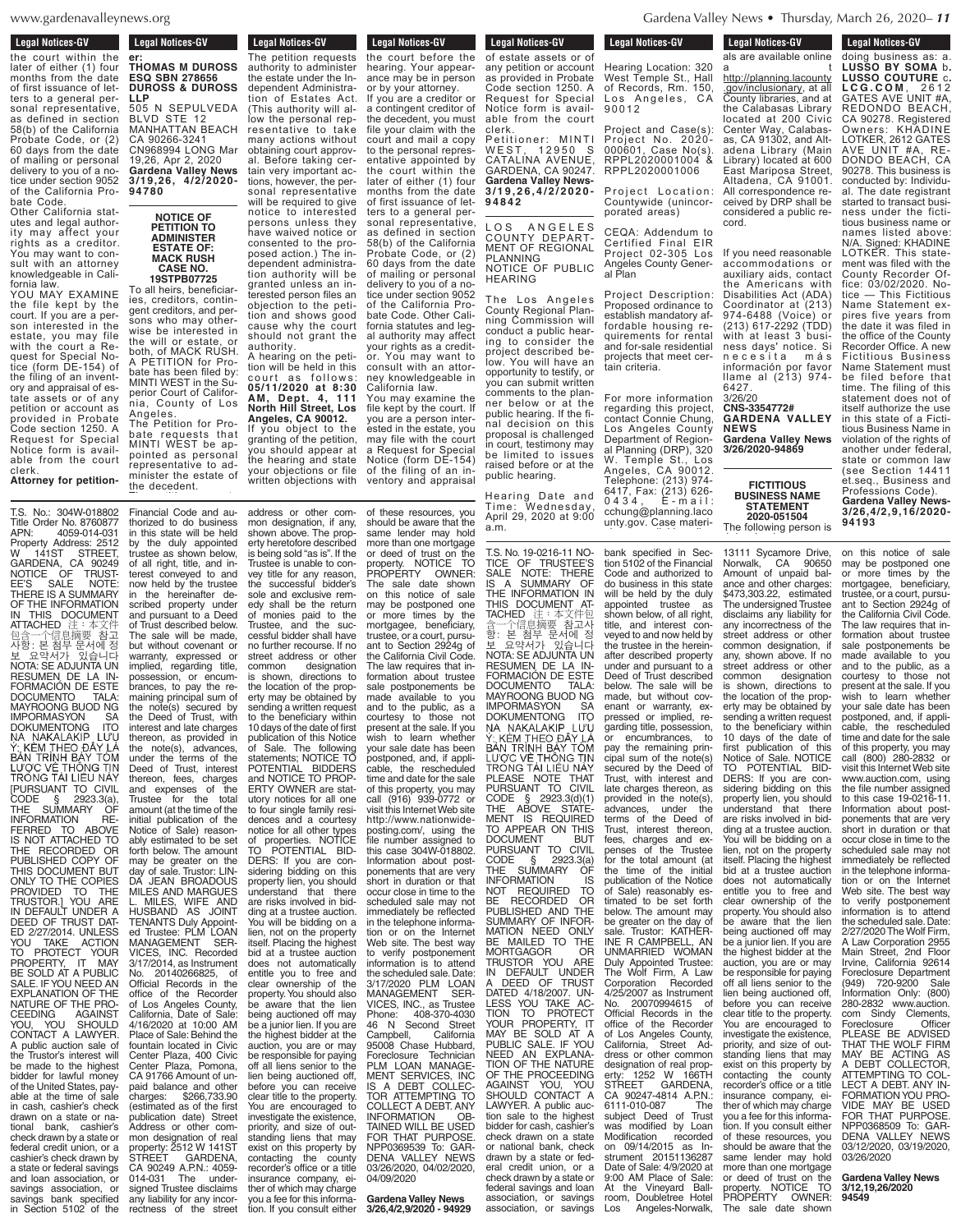the court within the later of either (1) four months from the date of first issuance of letters to a general personal representative, as defined in section 58(b) of the California Probate Code, or (2) 60 days from the date of mailing or personal delivery to you of a notice under section 9052 of the California Probate Code.

Other California statutes and legal authority may affect your rights as a creditor. You may want to consult with an attorney knowledgeable in California law.

YOU MAY EXAMINE the file kept by the court. If you are a person interested in the estate, you may file with the court a Request for Special Notice (form DE-154) of the filing of an inventory and appraisal of estate assets or of any petition or account as provided in Probate Code section 1250. A Request for Special Notice form is available from the court clerk.

**Attorney for petitioner:**
**THOMAS M DUROSS ESQ SBN 278656**
**DUROSS & DUROSS LLP**
505 N SEPULVEDA BLVD STE 12
MANHATTAN BEACH CA 90266-3241
CN968994 LONG Mar 19,26, Apr 2, 2020
**Gardena Valley News 3/19,26, 4/2/2020-94780**

**NOTICE OF PETITION TO ADMINISTER ESTATE OF: MACK RUSH CASE NO. 19STPB07725**

To all heirs, beneficiaries, creditors, contingent creditors, and persons who may otherwise be interested in the will or estate, or both, of MACK RUSH.

A PETITION for Probate has been filed by: MINTI WEST in the Superior Court of California, County of Los Angeles.

The Petition for Probate requests that MINTI WEST be appointed as personal representative to administer the estate of the decedent.

The petition requests authority to administer the estate under the Independent Administration of Estates Act. (This authority will allow the personal representative to take many actions without obtaining court approval. Before taking certain very important actions, however, the personal representative will be required to give notice to interested persons unless they have waived notice or consented to the proposed action.) The independent administration authority will be granted unless an interested person files an objection to the petition and shows good cause why the court should not grant the authority.

A hearing on the petition will be held in this court as follows: **05/11/2020 at 8:30 AM, Dept. 4, 111 North Hill Street, Los Angeles, CA 90012.**

If you object to the granting of the petition, you should appear at the hearing and state your objections or file written objections with the court before the hearing. Your appearance may be in person or by your attorney.

If you are a creditor or a contingent creditor of the decedent, you must file your claim with the court and mail a copy to the personal representative appointed by the court within the later of either (1) four months from the date of first issuance of letters to a general personal representative, as defined in section 58(b) of the California Probate Code, or (2) 60 days from the date of mailing or personal delivery to you of a notice under section 9052 of the California Probate Code. Other California statutes and legal authority may affect your rights as a creditor. You may want to consult with an attorney knowledgeable in California law.

You may examine the file kept by the court. If you are a person interested in the estate, you may file with the court a Request for Special Notice (form DE-154) of the filing of an inventory and appraisal of estate assets or of any petition or account as provided in Probate Code section 1250. A Request for Special Notice form is available from the court clerk.

Petitioner: MINTI WEST, 12950 S CATALINA AVENUE, GARDENA, CA 90247.
**Gardena Valley News-3/19,26,4/2/2020-94842**

LOS ANGELES COUNTY DEPARTMENT OF REGIONAL PLANNING
NOTICE OF PUBLIC HEARING

The Los Angeles County Regional Planning Commission will conduct a public hearing to consider the project described below. You will have an opportunity to testify, or you can submit written comments to the planner below or at the public hearing. If the final decision on this proposal is challenged in court, testimony may be limited to issues raised before or at the public hearing.

Hearing Date and Time: Wednesday, April 29, 2020 at 9:00 a.m.

Hearing Location: 320 West Temple St., Hall of Records, Rm. 150, Los Angeles, CA 90012

Project and Case(s): Project No. 2020-000601, Case No(s). RPPL2020001004 & RPPL2020001006

Project Location: Countywide (unincorporated areas)

CEQA: Addendum to Certified Final EIR Project 02-305 Los Angeles County General Plan

Project Description: Proposed ordinance to establish mandatory affordable housing requirements for rental and for-sale residential projects that meet certain criteria.

For more information regarding this project, contact Connie Chung, Los Angeles County Department of Regional Planning (DRP), 320 W. Temple St., Los Angeles, CA 90012. Telephone: (213) 974-6417, Fax: (213) 626-0434, E-mail: cchung@planning.lacounty.gov. Case materials are available online at http://planning.lacounty.gov/inclusionary, at all County libraries, and at the Calabasas Library located at 200 Civic Center Way, Calabasas, CA 91302, and Altadena Library (Main Library) located at 600 East Mariposa Street, Altadena, CA 91001. All correspondence received by DRP shall be considered a public record.

If you need reasonable accommodations or auxiliary aids, contact the Americans with Disabilities Act (ADA) Coordinator at (213) 974-6488 (Voice) or (213) 617-2292 (TDD) with at least 3 business days' notice. Si necesita más información por favor llame al (213) 974-6427.

3/26/20
**CNS-3354772#**
**GARDENA VALLEY NEWS**
**Gardena Valley News 3/26/2020-94869**

**FICTITIOUS BUSINESS NAME STATEMENT 2020-051504**

The following person is doing business as: a. **LUSSO BY SOMA** b. **LUSSO COUTURE** c. **LCG.COM**, 2612 GATES AVE UNIT #A, REDONDO BEACH, CA 90278. Registered Owners: KHADINE LOTKER, 2612 GATES AVE UNIT #A, REDONDO BEACH, CA 90278. This business is conducted by: Individual. The date registrant started to transact business under the fictitious business name or names listed above: N/A. Signed: KHADINE LOTKER. This statement was filed with the County Recorder Office: 03/02/2020. Notice — This Fictitious Name Statement expires five years from the date it was filed in the office of the County Recorder Office. A new Fictitious Business Name Statement must be filed before that time. The filing of this statement does not of itself authorize the use in this state of a Fictitious Business Name in violation of the rights of another under federal, state or common law (see Section 14411 et.seq., Business and Professions Code).
**Gardena Valley News-3/26,4/2,9,16/2020-94193**

T.S. No.: 304W-018802 Title Order No. 8760877 APN: 4059-014-031 Property Address: 2512 W 141ST STREET, GARDENA, CA 90249 NOTICE OF TRUSTEE'S SALE NOTE: THERE IS A SUMMARY OF THE INFORMATION IN THIS DOCUMENT ATTACHED 注：本文件包含一个信息摘要 참고 사항: 본 첨부 문서에 정보 요약서가 있습니다 NOTA: SE ADJUNTA UN RESUMEN DE LA INFORMACIÓN DE ESTE DOCUMENTO TALA: MAYROONG BUOD NG IMPORMASYON SA DOKUMENTONG ITO NA NAKALAKIP LƯU Ý: KÈM THEO ĐÂY LÀ BẢN TRÌNH BÀY TÓM LƯỢC VỀ THÔNG TIN TRONG TÀI LIỆU NÀY [PURSUANT TO CIVIL CODE § 2923.3(a), THE SUMMARY OF INFORMATION REFERRED TO ABOVE IS NOT ATTACHED TO THE RECORDED OR PUBLISHED COPY OF THIS DOCUMENT BUT ONLY TO THE COPIES PROVIDED TO THE TRUSTOR.] YOU ARE IN DEFAULT UNDER A DEED OF TRUST DATED 2/27/2014. UNLESS YOU TAKE ACTION TO PROTECT YOUR PROPERTY, IT MAY BE SOLD AT A PUBLIC SALE. IF YOU NEED AN EXPLANATION OF THE NATURE OF THE PROCEEDING AGAINST YOU, YOU SHOULD CONTACT A LAWYER. A public auction sale to the highest bidder for lawful money of the United States, payable at the time of sale in cash, cashier's check drawn on a state or national bank, cashier's check drawn by a state or federal credit union, or a cashier's check drawn by a state or federal savings and loan association, or savings association, or savings bank specified in Section 5102 of the Financial Code and authorized to do business in this state will be held by the duly appointed trustee as shown below, of all right, title, and interest conveyed to and now held by the trustee in the hereinafter described property under and pursuant to a Deed of Trust described below. The sale will be made, but without covenant or warranty, expressed or implied, regarding title, possession, or encumbrances, to pay the remaining principal sum of the note(s) secured by the Deed of Trust with interest and late charges thereon, as provided in the note(s), advances, under the terms of the Deed of Trust, interest thereon, fees, charges and expenses of the Trustee for the total amount (at the time of the initial publication of the Notice of Sale) reasonably estimated to be set forth below. The amount may be greater on the day of sale. Trustor: LINDA JEAN BROADOUS MILES AND MARGUES L. MILES, WIFE AND HUSBAND AS JOINT TENANTS Duly Appointed Trustee: PLM LOAN MANAGEMENT SERVICES, INC. Recorded 3/17/2014, as Instrument No. 20140266825, of Official Records in the office of the Recorder of Los Angeles County, California, Date of Sale: 4/16/2020 at 10:00 AM Place of Sale: Behind the fountain located in Civic Center Plaza, 400 Civic Center Plaza, Pomona, CA 91766 Amount of unpaid balance and other charges: $266,733.90 (estimated as of the first publication date) Street Address or other common designation of real property: 2512 W 141ST STREET GARDENA, CA 90249 A.P.N.: 4059-014-031 The undersigned Trustee disclaims any liability for any incorrectness of the street address or other common designation, if any, shown above. The property heretofore described is being sold "as is". If the Trustee is unable to convey title for any reason, the successful bidder's sole and exclusive remedy shall be the return of monies paid to the Trustee, and the successful bidder shall have no further recourse. If no street address or other common designation is shown, directions to the location of the property may be obtained by sending a written request to the beneficiary within 10 days of the date of first publication of this Notice of Sale. The following statements; NOTICE TO POTENTIAL BIDDERS and NOTICE TO PROPERTY OWNER are statutory notices for all one to four single family residences and a courtesy notice for all other types of properties. NOTICE TO POTENTIAL BIDDERS: If you are considering bidding on this property lien, you should understand that there are risks involved in bidding at a trustee auction. You will be bidding on a lien, not on the property itself. Placing the highest bid at a trustee auction does not automatically entitle you to free and clear ownership of the property. You should also be aware that the lien being auctioned off may be a junior lien. If you are the highest bidder at the auction, you are or may be responsible for paying off all liens senior to the lien being auctioned off, before you can receive clear title to the property. You are encouraged to investigate the existence, priority, and size of outstanding liens that may exist on this property by contacting the county recorder's office or a title insurance company, either of which may charge you a fee for this information. If you consult either of these resources, you should be aware that the same lender may hold more than one mortgage or deed of trust on the property. NOTICE TO PROPERTY OWNER: The sale date shown on this notice of sale may be postponed one or more times by the mortgagee, beneficiary, trustee, or a court, pursuant to Section 2924g of the California Civil Code. The law requires that information about trustee sale postponements be made available to you and to the public, as a courtesy to those not present at the sale. If you wish to learn whether your sale date has been postponed, and, if applicable, the rescheduled time and date for the sale of this property, you may call (916) 939-0772 or visit this Internet Web site http://www.nationwideposting.com/, using the file number assigned to this case 304W-018802. Information about postponements that are very short in duration or that occur close in time to the scheduled sale may not immediately be reflected in the telephone information or on the Internet Web site. The best way to verify postponement information is to attend the scheduled sale. Date: 3/17/2020 PLM LOAN MANAGEMENT SERVICES, INC., as Trustee Phone: 408-370-4030 46 N Second Street Campbell, California 95008 Chase Hubbard, Foreclosure Technician PLM LOAN MANAGEMENT SERVICES, INC IS A DEBT COLLECTOR ATTEMPTING TO COLLECT A DEBT. ANY INFORMATION OBTAINED WILL BE USED FOR THAT PURPOSE. NPP0369539 To: GARDENA VALLEY NEWS 03/26/2020, 04/02/2020, 04/09/2020

**Gardena Valley News 3/26,4/2,9/2020 - 94929**

T.S. No. 19-0216-11 NOTICE OF TRUSTEE'S SALE NOTE: THERE IS A SUMMARY OF THE INFORMATION IN THIS DOCUMENT ATTACHED 注：本文件包含一个信息摘要 참고사항: 본 첨부 문서에 정보 요약서가 있습니다 NOTA: SE ADJUNTA UN RESUMEN DE LA INFORMACIÓN DE ESTE DOCUMENTO TALA: MAYROONG BUOD NG IMPORMASYON SA DOKUMENTONG ITO NA NAKALAKIP LƯU Ý: KÈM THEO ĐÂY LÀ BẢN TRÌNH BÀY TÓM LƯỢC VỀ THÔNG TIN TRONG TÀI LIỆU NÀY PLEASE NOTE THAT PURSUANT TO CIVIL CODE § 2923.3(d)(1) THE ABOVE STATEMENT IS REQUIRED TO APPEAR ON THIS DOCUMENT BUT PURSUANT TO CIVIL CODE § 2923.3(a) THE SUMMARY OF INFORMATION IS NOT REQUIRED TO BE RECORDED OR PUBLISHED AND THE SUMMARY OF INFORMATION NEED ONLY BE MAILED TO THE MORTGAGOR OR TRUSTOR YOU ARE IN DEFAULT UNDER A DEED OF TRUST DATED 4/18/2007. UNLESS YOU TAKE ACTION TO PROTECT YOUR PROPERTY, IT MAY BE SOLD AT A PUBLIC SALE. IF YOU NEED AN EXPLANATION OF THE NATURE OF THE PROCEEDING AGAINST YOU, YOU SHOULD CONTACT A LAWYER. A public auction sale to the highest bidder for cash, cashier's check drawn on a state or national bank, check drawn by a state or federal credit union, or a check drawn by a state or federal savings and loan association, or savings association, or savings bank specified in Section 5102 of the Financial Code and authorized to do business in this state, will be held by the duly appointed trustee as shown below, of all right, title, and interest conveyed to and now held by the trustee in the hereinafter described property under and pursuant to a Deed of Trust described below. The sale will be made, but without covenant or warranty, expressed or implied, regarding title, possession, or encumbrances, to pay the remaining principal sum of the note(s) secured by the Deed of Trust, with interest and late charges thereon, as provided in the note(s), advances, under the terms of the Deed of Trust, interest thereon, fees, charges and expenses of the Trustee for the total amount (at the time of the initial publication of the Notice of Sale) reasonably estimated to be set forth below. The amount may be greater on the day of sale. Trustor: KATHERINE R CAMPBELL, AN UNMARRIED WOMAN Duly Appointed Trustee: The Wolf Firm, A Law Corporation Recorded 4/25/2007 as Instrument No. 20070994615 of Official Records in the office of the Recorder of Los Angeles County, California, Street Address or other common designation of real property: 1252 W 166TH STREET GARDENA, CA 90247-4814 A.P.N.: 6111-010-087 The subject Deed of Trust was modified by Loan Modification recorded on 09/14/2015 as Instrument 20151136287 Date of Sale: 4/9/2020 at 9:00 AM Place of Sale: At the Vineyard Ballroom, Doubletree Hotel Los Angeles-Norwalk, 13111 Sycamore Drive, Norwalk, CA 90650 Amount of unpaid balance and other charges: $473,303.22, estimated The undersigned Trustee disclaims any liability for any incorrectness of the street address or other common designation, if any, shown above. If no street address or other common designation is shown, directions to the location of the property may be obtained by sending a written request to the beneficiary within 10 days of the date of first publication of this Notice of Sale. NOTICE TO POTENTIAL BIDDERS: If you are considering bidding on this property lien, you should understand that there are risks involved in bidding at a trustee auction. You will be bidding on a lien, not on the property itself. Placing the highest bid at a trustee auction does not automatically entitle you to free and clear ownership of the property. You should also be aware that the lien being auctioned off may be a junior lien. If you are the highest bidder at the auction, you are or may be responsible for paying off all liens senior to the lien being auctioned off, before you can receive clear title to the property. You are encouraged to investigate the existence, priority, and size of outstanding liens that may exist on this property by contacting the county recorder's office or a title insurance company, either of which may charge you a fee for this information. If you consult either of these resources, you should be aware that the same lender may hold more than one mortgage or deed of trust on the property. NOTICE TO PROPERTY OWNER: The sale date shown on this notice of sale may be postponed one or more times by the mortgagee, beneficiary, trustee, or a court, pursuant to Section 2924g of the California Civil Code. The law requires that information about trustee sale postponements be made available to you and to the public, as a courtesy to those not present at the sale. If you wish to learn whether your sale date has been postponed, and, if applicable, the rescheduled time and date for the sale of this property, you may call (800) 280-2832 or visit this Internet Web site www.auction.com, using the file number assigned to this case 19-0216-11. Information about postponements that are very short in duration or that occur close in time to the scheduled sale may not immediately be reflected in the telephone information or on the Internet Web site. The best way to verify postponement information is to attend the scheduled sale. Date: 2/27/2020 The Wolf Firm, A Law Corporation 2955 Main Street, 2nd Floor Irvine, California 92614 Foreclosure Department (949) 720-9200 Sale Information Only: (800) 280-2832 www.auction.com Sindy Clements, Foreclosure Officer PLEASE BE ADVISED THAT THE WOLF FIRM MAY BE ACTING AS A DEBT COLLECTOR, ATTEMPTING TO COLLECT A DEBT. ANY INFORMATION YOU PROVIDE MAY BE USED FOR THAT PURPOSE. NPP0368509 To: GARDENA VALLEY NEWS 03/12/2020, 03/19/2020, 03/26/2020

**Gardena Valley News 3/12,19,26/2020 94549**